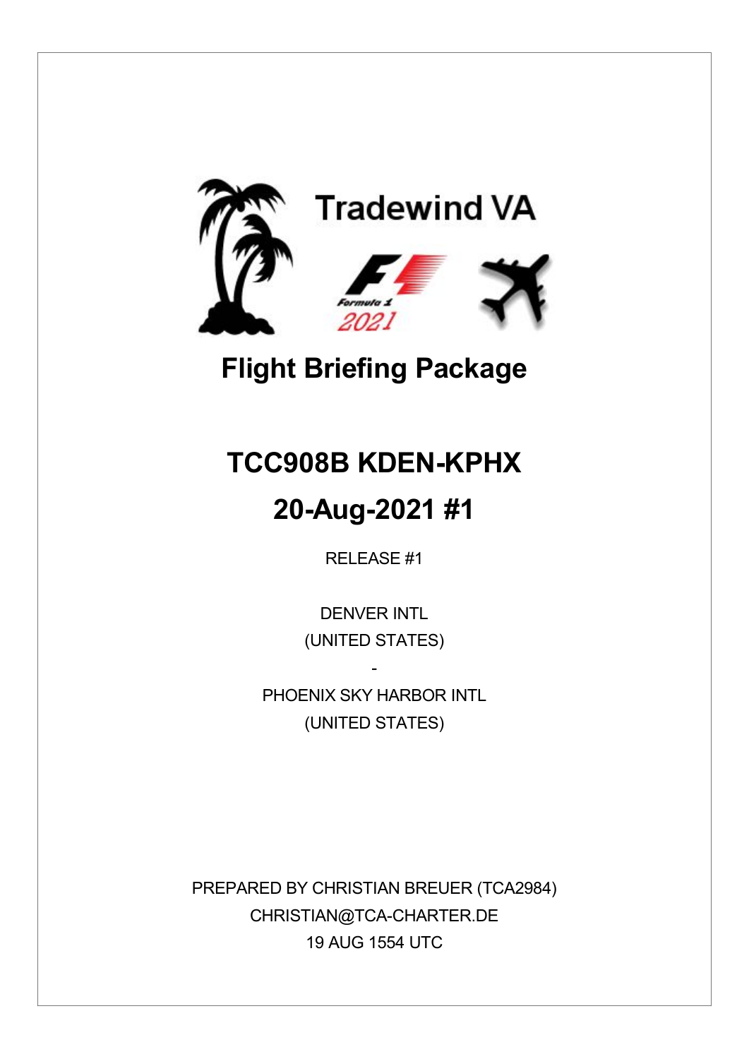Tradewind VA

Formula 1 2021

# Flight Briefing Package

# TCC908B KDEN-KPHX

# 20-Aug-2021 #1

RELEASE #1

DENVER INTL
(UNITED STATES)
-
PHOENIX SKY HARBOR INTL
(UNITED STATES)

PREPARED BY CHRISTIAN BREUER (TCA2984)
CHRISTIAN@TCA-CHARTER.DE
19 AUG 1554 UTC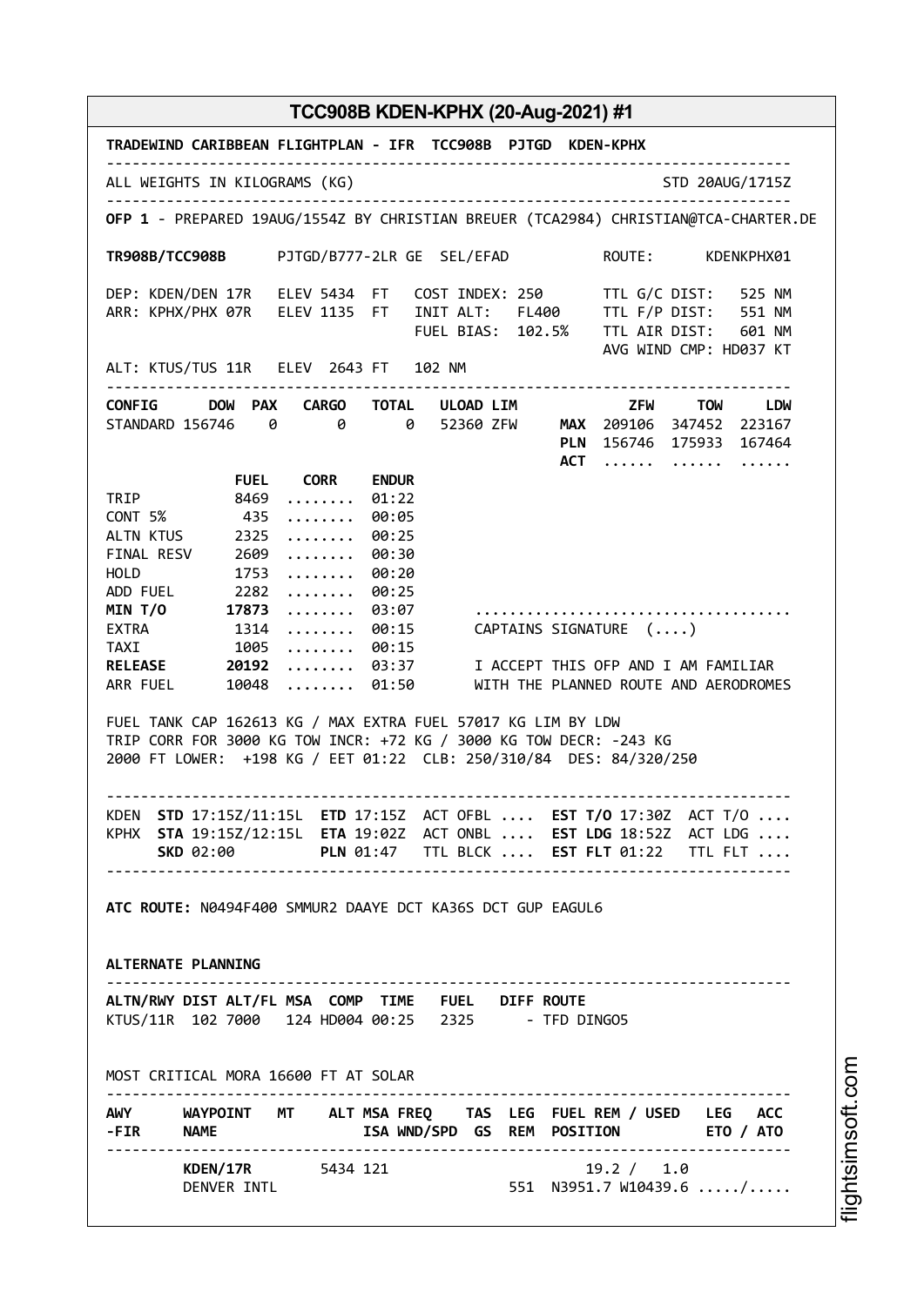## TCC908B KDEN-KPHX (20-Aug-2021) #1

```
TRADEWIND CARIBBEAN FLIGHTPLAN - IFR  TCC908B  PJTGD  KDEN-KPHX
--------------------------------------------------------------------------------
ALL WEIGHTS IN KILOGRAMS (KG)                                     STD 20AUG/1715Z
--------------------------------------------------------------------------------
OFP 1 - PREPARED 19AUG/1554Z BY CHRISTIAN BREUER (TCA2984) CHRISTIAN@TCA-CHARTER.DE

TR908B/TCC908B      PJTGD/B777-2LR GE  SEL/EFAD          ROUTE:      KDENKPHX01

DEP: KDEN/DEN 17R   ELEV 5434  FT   COST INDEX: 250      TTL G/C DIST:   525 NM
ARR: KPHX/PHX 07R   ELEV 1135  FT   INIT ALT:   FL400    TTL F/P DIST:   551 NM
                                    FUEL BIAS:  102.5%   TTL AIR DIST:   601 NM
                                                         AVG WIND CMP: HD037 KT
ALT: KTUS/TUS 11R   ELEV  2643 FT   102 NM
--------------------------------------------------------------------------------
CONFIG      DOW  PAX   CARGO   TOTAL   ULOAD LIM             ZFW     TOW     LDW
STANDARD 156746   0      0       0    52360 ZFW     MAX  209106  347452  223167
                                                    PLN  156746  175933  167464
                                                    ACT  ......  ......  ......
              FUEL    CORR    ENDUR
TRIP          8469  ........  01:22
CONT 5%        435  ........  00:05
ALTN KTUS     2325  ........  00:25
FINAL RESV    2609  ........  00:30
HOLD          1753  ........  00:20
ADD FUEL      2282  ........  00:25
MIN T/O      17873  ........  03:07      ...................................
EXTRA         1314  ........  00:15      CAPTAINS SIGNATURE  (....)
TAXI          1005  ........  00:15
RELEASE      20192  ........  03:37      I ACCEPT THIS OFP AND I AM FAMILIAR
ARR FUEL     10048  ........  01:50      WITH THE PLANNED ROUTE AND AERODROMES

FUEL TANK CAP 162613 KG / MAX EXTRA FUEL 57017 KG LIM BY LDW
TRIP CORR FOR 3000 KG TOW INCR: +72 KG / 3000 KG TOW DECR: -243 KG
2000 FT LOWER:  +198 KG / EET 01:22  CLB: 250/310/84  DES: 84/320/250

--------------------------------------------------------------------------------
KDEN  STD 17:15Z/11:15L  ETD 17:15Z  ACT OFBL ....  EST T/O 17:30Z  ACT T/O ....
KPHX  STA 19:15Z/12:15L  ETA 19:02Z  ACT ONBL ....  EST LDG 18:52Z  ACT LDG ....
      SKD 02:00          PLN 01:47   TTL BLCK ....  EST FLT 01:22   TTL FLT ....
--------------------------------------------------------------------------------

ATC ROUTE: N0494F400 SMMUR2 DAAYE DCT KA36S DCT GUP EAGUL6


ALTERNATE PLANNING
--------------------------------------------------------------------------------
ALTN/RWY DIST ALT/FL MSA  COMP  TIME   FUEL   DIFF ROUTE
KTUS/11R  102 7000   124 HD004 00:25   2325      - TFD DINGO5


MOST CRITICAL MORA 16600 FT AT SOLAR
--------------------------------------------------------------------------------
AWY      WAYPOINT   MT    ALT MSA FREQ    TAS  LEG  FUEL REM / USED   LEG  ACC
-FIR     NAME                 ISA WND/SPD  GS  REM  POSITION          ETO / ATO
--------------------------------------------------------------------------------
         KDEN/17R        5434 121                     19.2 /  1.0
         DENVER INTL                                551  N3951.7 W10439.6 ...../.....
```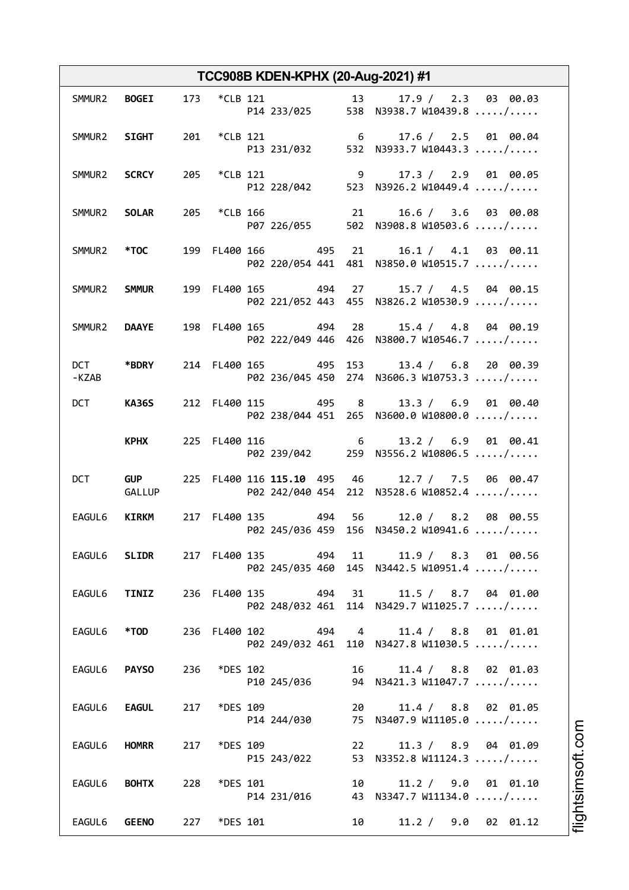## TCC908B KDEN-KPHX (20-Aug-2021) #1

```
SMMUR2  BOGEI     173   *CLB 121              13     17.9 /  2.3  03 00.03
                             P14 233/025      538  N3938.7 W10439.8 ...../.....

SMMUR2  SIGHT     201   *CLB 121               6     17.6 /  2.5  01 00.04
                             P13 231/032      532  N3933.7 W10443.3 ...../.....

SMMUR2  SCRCY     205   *CLB 121               9     17.3 /  2.9  01 00.05
                             P12 228/042      523  N3926.2 W10449.4 ...../.....

SMMUR2  SOLAR     205   *CLB 166              21     16.6 /  3.6  03 00.08
                             P07 226/055      502  N3908.8 W10503.6 ...../.....

SMMUR2  *TOC      199  FL400 166        495   21     16.1 /  4.1  03 00.11
                             P02 220/054 441  481  N3850.0 W10515.7 ...../.....

SMMUR2  SMMUR     199  FL400 165        494   27     15.7 /  4.5  04 00.15
                             P02 221/052 443  455  N3826.2 W10530.9 ...../.....

SMMUR2  DAAYE     198  FL400 165        494   28     15.4 /  4.8  04 00.19
                             P02 222/049 446  426  N3800.7 W10546.7 ...../.....

DCT     *BDRY     214  FL400 165        495  153     13.4 /  6.8  20 00.39
-KZAB                        P02 236/045 450  274  N3606.3 W10753.3 ...../.....

DCT     KA36S     212  FL400 115        495    8     13.3 /  6.9  01 00.40
                             P02 238/044 451  265  N3600.0 W10800.0 ...../.....

        KPHX      225  FL400 116               6     13.2 /  6.9  01 00.41
                             P02 239/042      259  N3556.2 W10806.5 ...../.....

DCT     GUP       225  FL400 116 115.10 495   46     12.7 /  7.5  06 00.47
        GALLUP               P02 242/040 454  212  N3528.6 W10852.4 ...../.....

EAGUL6  KIRKM     217  FL400 135        494   56     12.0 /  8.2  08 00.55
                             P02 245/036 459  156  N3450.2 W10941.6 ...../.....

EAGUL6  SLIDR     217  FL400 135        494   11     11.9 /  8.3  01 00.56
                             P02 245/035 460  145  N3442.5 W10951.4 ...../.....

EAGUL6  TINIZ     236  FL400 135        494   31     11.5 /  8.7  04 01.00
                             P02 248/032 461  114  N3429.7 W11025.7 ...../.....

EAGUL6  *TOD      236  FL400 102        494    4     11.4 /  8.8  01 01.01
                             P02 249/032 461  110  N3427.8 W11030.5 ...../.....

EAGUL6  PAYSO     236   *DES 102              16     11.4 /  8.8  02 01.03
                             P10 245/036       94  N3421.3 W11047.7 ...../.....

EAGUL6  EAGUL     217   *DES 109              20     11.4 /  8.8  02 01.05
                             P14 244/030       75  N3407.9 W11105.0 ...../.....

EAGUL6  HOMRR     217   *DES 109              22     11.3 /  8.9  04 01.09
                             P15 243/022       53  N3352.8 W11124.3 ...../.....

EAGUL6  BOHTX     228   *DES 101              10     11.2 /  9.0  01 01.10
                             P14 231/016       43  N3347.7 W11134.0 ...../.....

EAGUL6  GEENO     227   *DES 101              10     11.2 /  9.0  02 01.12
```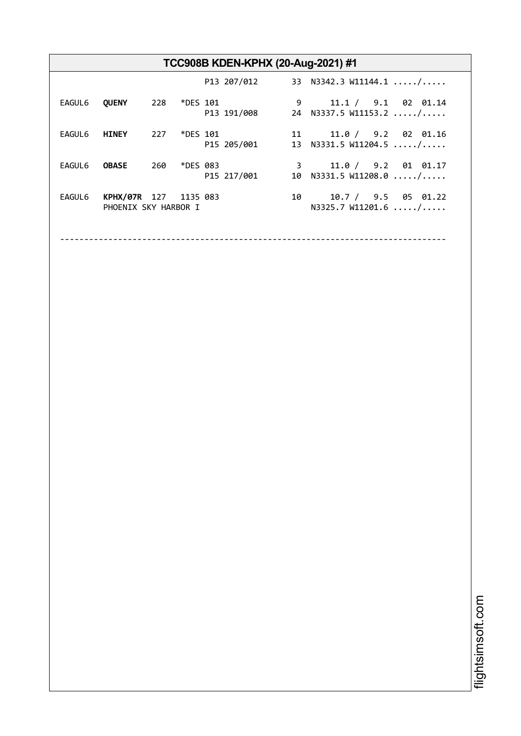## TCC908B KDEN-KPHX (20-Aug-2021) #1

```
                               P13 207/012       33  N3342.3 W11144.1 ...../.....

EAGUL6  QUENY     228   *DES 101                 9       11.1 /  9.1  02  01.14
                               P13 191/008       24  N3337.5 W11153.2 ...../.....

EAGUL6  HINEY     227   *DES 101                 11      11.0 /  9.2  02  01.16
                               P15 205/001       13  N3331.5 W11204.5 ...../.....

EAGUL6  OBASE     260   *DES 083                 3       11.0 /  9.2  01  01.17
                               P15 217/001       10  N3331.5 W11208.0 ...../.....

EAGUL6  KPHX/07R  127   1135 083                 10      10.7 /  9.5  05  01.22
        PHOENIX SKY HARBOR I                         N3325.7 W11201.6 ...../.....

--------------------------------------------------------------------------------
```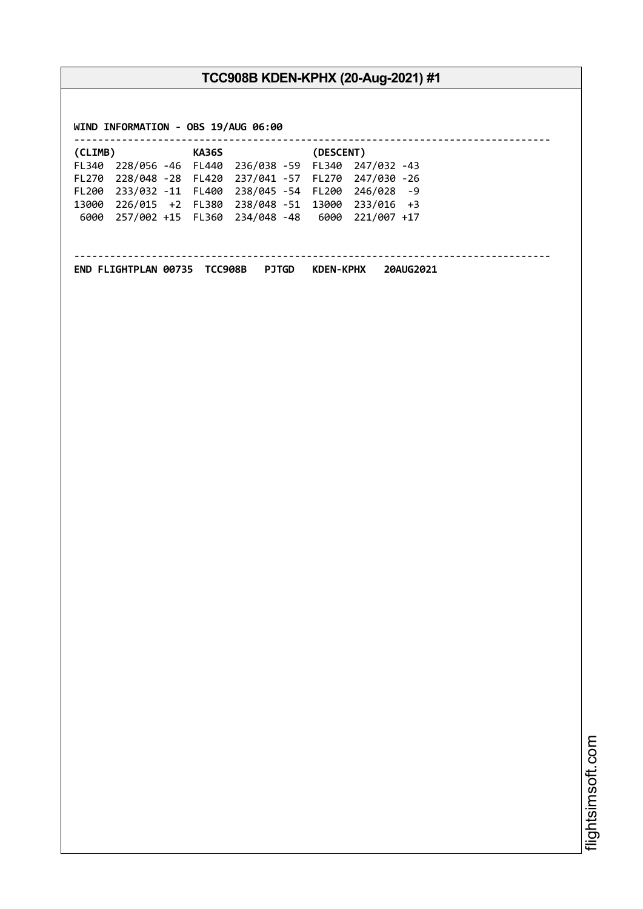**WIND INFORMATION - OBS 19/AUG 06:00**

```
--------------------------------------------------------------------------------
(CLIMB)            KA36S              (DESCENT)
FL340  228/056 -46  FL440  236/038 -59  FL340  247/032 -43
FL270  228/048 -28  FL420  237/041 -57  FL270  247/030 -26
FL200  233/032 -11  FL400  238/045 -54  FL200  246/028  -9
13000  226/015  +2  FL380  238/048 -51  13000  233/016  +3
 6000  257/002 +15  FL360  234/048 -48   6000  221/007 +17


--------------------------------------------------------------------------------
```

**END FLIGHTPLAN 00735 TCC908B PJTGD KDEN-KPHX 20AUG2021**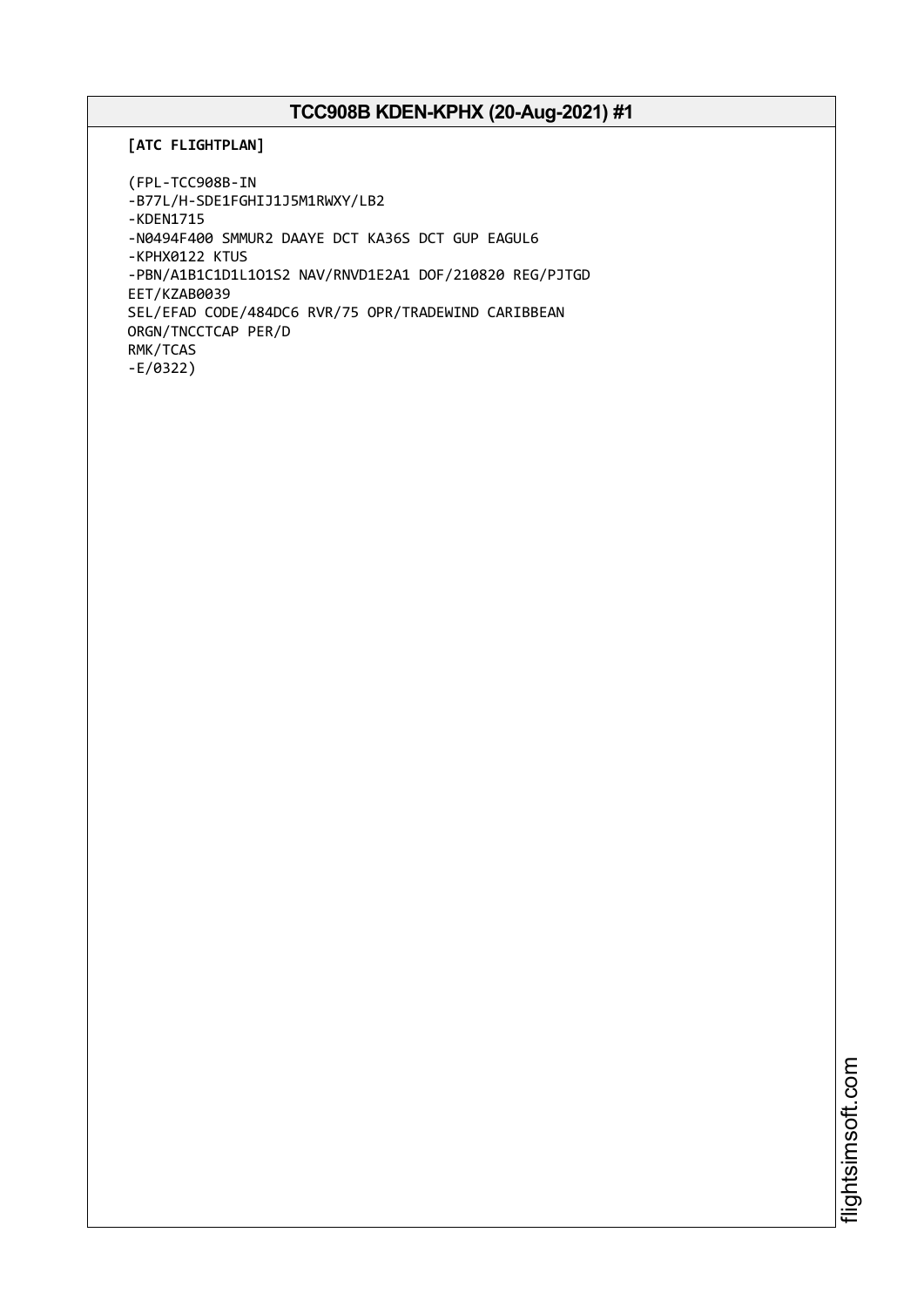# TCC908B KDEN-KPHX (20-Aug-2021) #1

**[ATC FLIGHTPLAN]**

```
(FPL-TCC908B-IN
-B77L/H-SDE1FGHIJ1J5M1RWXY/LB2
-KDEN1715
-N0494F400 SMMUR2 DAAYE DCT KA36S DCT GUP EAGUL6
-KPHX0122 KTUS
-PBN/A1B1C1D1L1O1S2 NAV/RNVD1E2A1 DOF/210820 REG/PJTGD
EET/KZAB0039
SEL/EFAD CODE/484DC6 RVR/75 OPR/TRADEWIND CARIBBEAN
ORGN/TNCCTCAP PER/D
RMK/TCAS
-E/0322)
```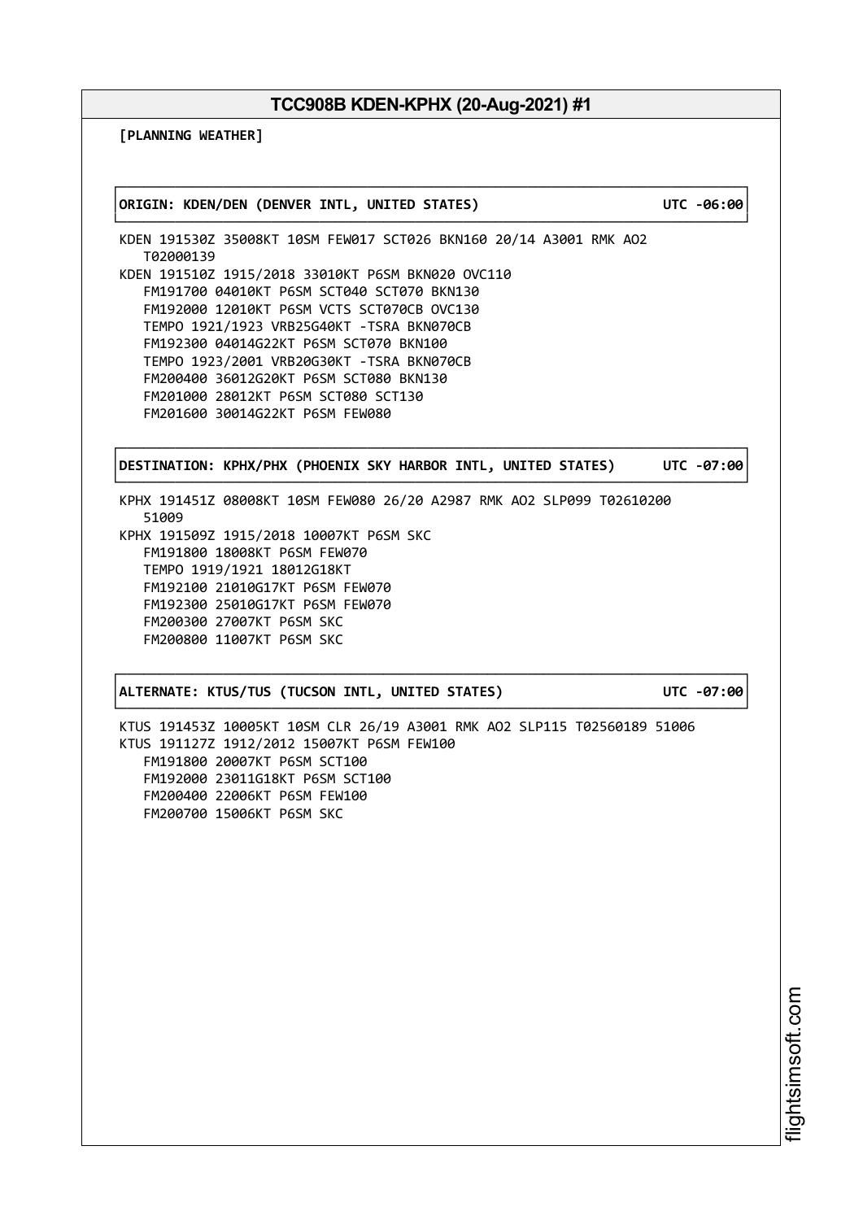# TCC908B KDEN-KPHX (20-Aug-2021) #1

**[PLANNING WEATHER]**

**ORIGIN: KDEN/DEN (DENVER INTL, UNITED STATES) UTC -06:00**

```
KDEN 191530Z 35008KT 10SM FEW017 SCT026 BKN160 20/14 A3001 RMK AO2
   T02000139
KDEN 191510Z 1915/2018 33010KT P6SM BKN020 OVC110
   FM191700 04010KT P6SM SCT040 SCT070 BKN130
   FM192000 12010KT P6SM VCTS SCT070CB OVC130
   TEMPO 1921/1923 VRB25G40KT -TSRA BKN070CB
   FM192300 04014G22KT P6SM SCT070 BKN100
   TEMPO 1923/2001 VRB20G30KT -TSRA BKN070CB
   FM200400 36012G20KT P6SM SCT080 BKN130
   FM201000 28012KT P6SM SCT080 SCT130
   FM201600 30014G22KT P6SM FEW080
```

**DESTINATION: KPHX/PHX (PHOENIX SKY HARBOR INTL, UNITED STATES) UTC -07:00**

```
KPHX 191451Z 08008KT 10SM FEW080 26/20 A2987 RMK AO2 SLP099 T02610200
   51009
KPHX 191509Z 1915/2018 10007KT P6SM SKC
   FM191800 18008KT P6SM FEW070
   TEMPO 1919/1921 18012G18KT
   FM192100 21010G17KT P6SM FEW070
   FM192300 25010G17KT P6SM FEW070
   FM200300 27007KT P6SM SKC
   FM200800 11007KT P6SM SKC
```

**ALTERNATE: KTUS/TUS (TUCSON INTL, UNITED STATES) UTC -07:00**

```
KTUS 191453Z 10005KT 10SM CLR 26/19 A3001 RMK AO2 SLP115 T02560189 51006
KTUS 191127Z 1912/2012 15007KT P6SM FEW100
   FM191800 20007KT P6SM SCT100
   FM192000 23011G18KT P6SM SCT100
   FM200400 22006KT P6SM FEW100
   FM200700 15006KT P6SM SKC
```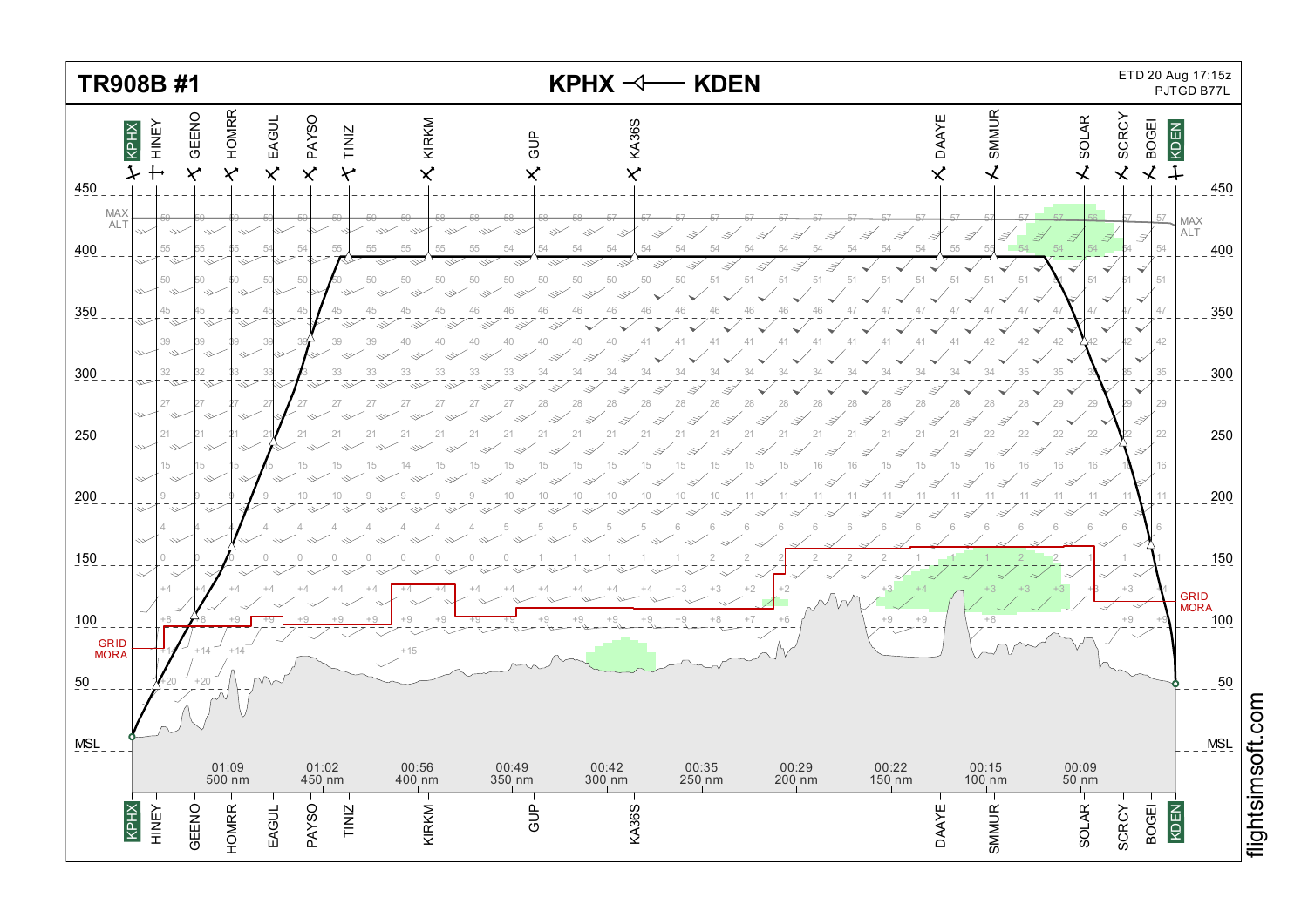# TR908B #1

**KPHX ⟵ KDEN**

ETD 20 Aug 17:15z
PJTGD B77L

Waypoints: KPHX, HINEY, GEENO, HOMRR, EAGUL, PAYSO, TINIZ, KIRKM, GUP, KA36S, DAAYE, SMMUR, SOLAR, SCRCY, BOGEI, KDEN

Altitude scale (FL): 450, 400, 350, 300, 250, 200, 150, 100, 50, MSL

MAX ALT

GRID MORA

| Time | Distance |
|---|---|
| 01:09 | 500 nm |
| 01:02 | 450 nm |
| 00:56 | 400 nm |
| 00:49 | 350 nm |
| 00:42 | 300 nm |
| 00:35 | 250 nm |
| 00:29 | 200 nm |
| 00:22 | 150 nm |
| 00:15 | 100 nm |
| 00:09 | 50 nm |

flightsimsoft.com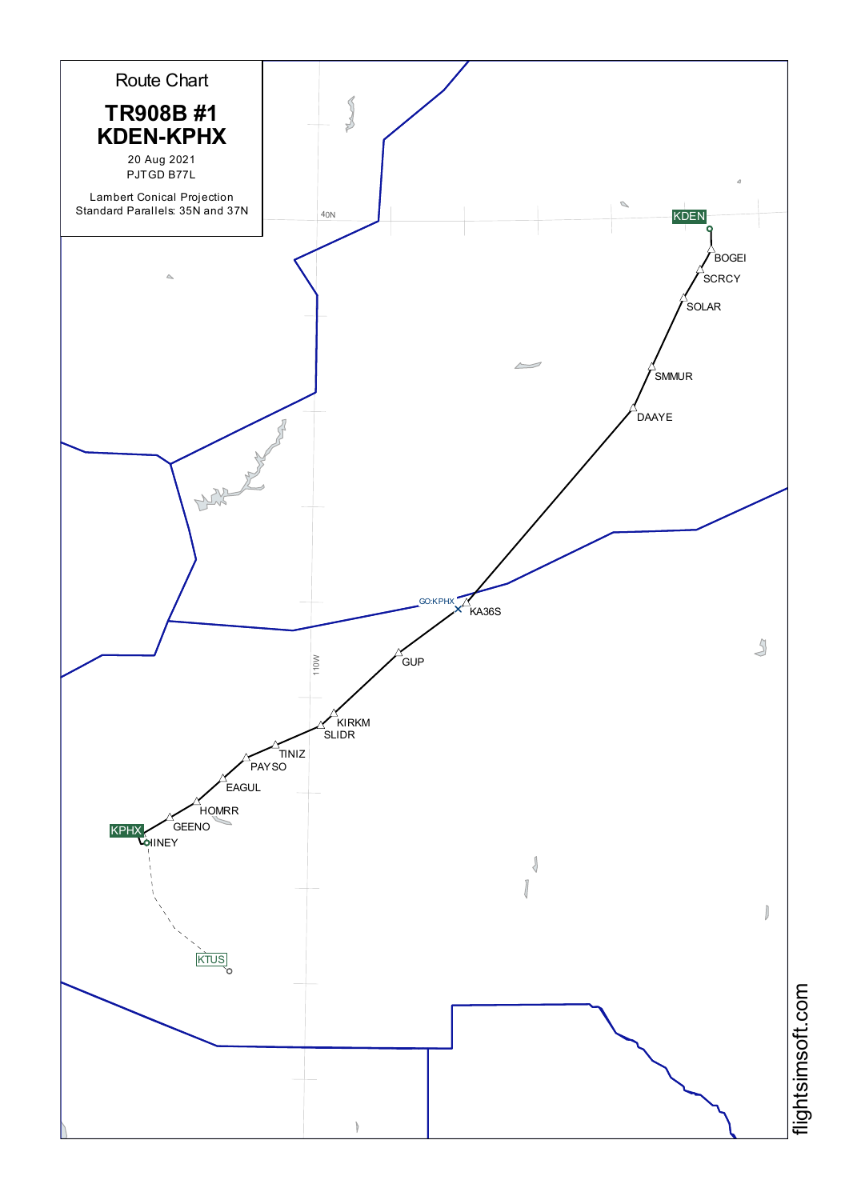# Route Chart

## TR908B #1
## KDEN-KPHX

20 Aug 2021

PJTGD B77L

Lambert Conical Projection
Standard Parallels: 35N and 37N

40N

KDEN

BOGEI

SCRCY

SOLAR

SMMUR

DAAYE

GO:KPHX

KA36S

GUP

110W

KIRKM

SLIDR

TINIZ

PAYSO

EAGUL

HOMRR

GEENO

KPHX

IINEY

KTUS

flightsimsoft.com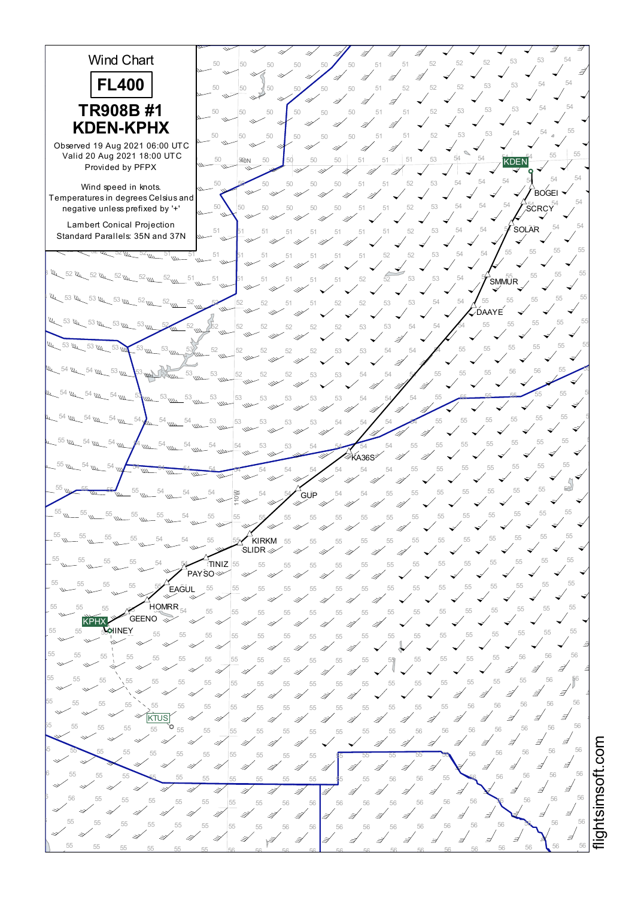# Wind Chart

## FL400

### TR908B #1
### KDEN-KPHX

Observed 19 Aug 2021 06:00 UTC
Valid 20 Aug 2021 18:00 UTC
Provided by PFPX

Wind speed in knots.
Temperatures in degrees Celsius and negative unless prefixed by '+'

Lambert Conical Projection
Standard Parallels: 35N and 37N

KDEN BOGEI SCRCY SOLAR SMMUR DAAYE KA36S GUP KIRKM SLIDR TINIZ PAYSO EAGUL HOMRR GEENO KPHX IINEY KTUS

flightsimsoft.com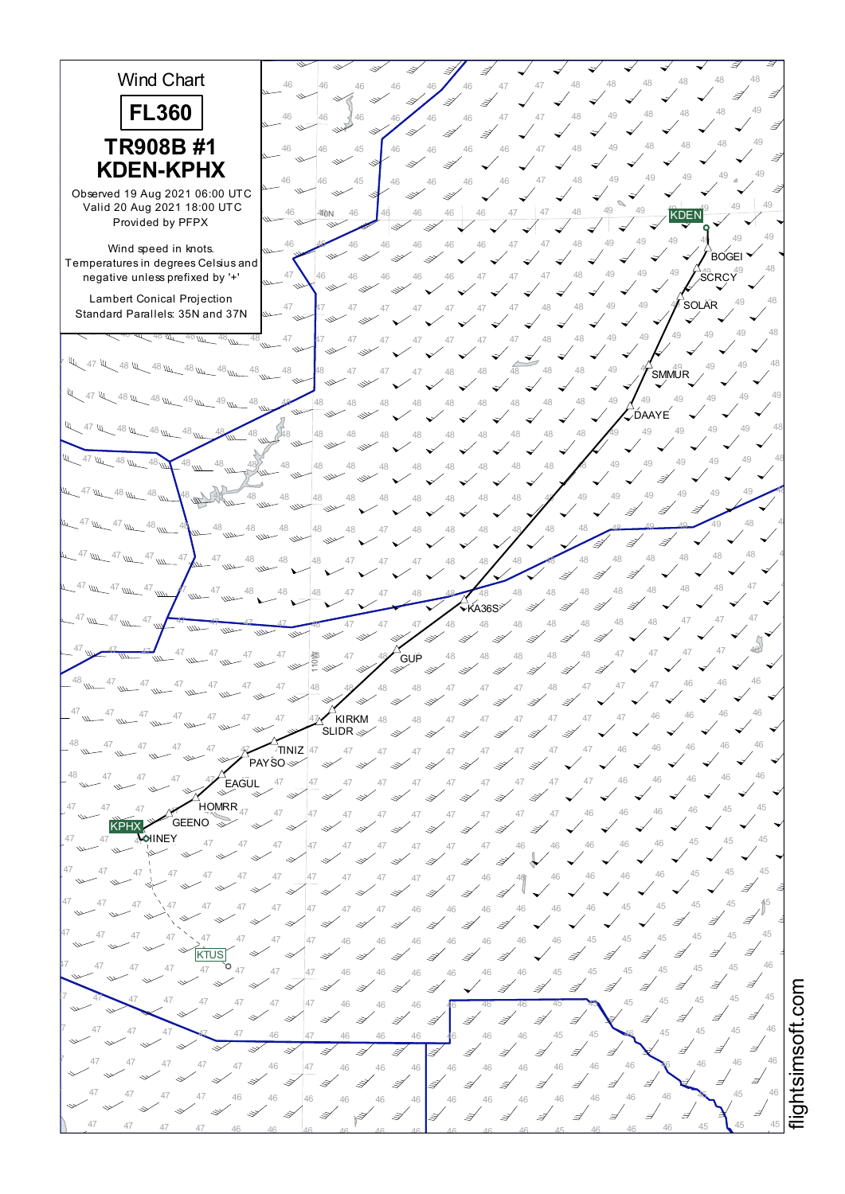# Wind Chart

## FL360

## TR908B #1
## KDEN-KPHX

Observed 19 Aug 2021 06:00 UTC
Valid 20 Aug 2021 18:00 UTC
Provided by PFPX

Wind speed in knots.
Temperatures in degrees Celsius and negative unless prefixed by '+'

Lambert Conical Projection
Standard Parallels: 35N and 37N

KDEN
BOGEI
SCRCY
SOLAR
SMMUR
DAAYE
KA36S
GUP
KIRKM
SLIDR
TINIZ
PAYSO
EAGUL
HOMRR
GEENO
KPHX
INEY
KTUS

40N

110W

flightsimsoft.com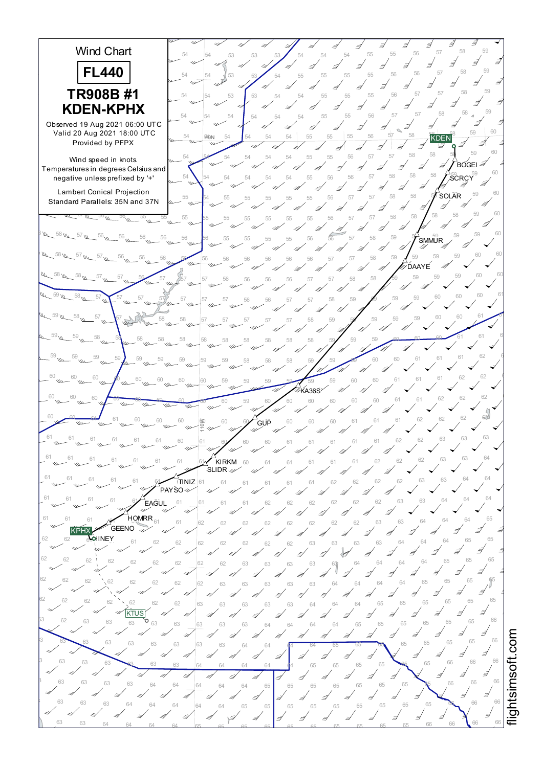# Wind Chart

**FL440**

## TR908B #1
## KDEN-KPHX

Observed 19 Aug 2021 06:00 UTC
Valid 20 Aug 2021 18:00 UTC
Provided by PFPX

Wind speed in knots.
Temperatures in degrees Celsius and negative unless prefixed by '+'

Lambert Conical Projection
Standard Parallels: 35N and 37N

KDEN
BOGEI
SCRCY
SOLAR
SMMUR
DAAYE
KA36S
GUP
KIRKM
SLIDR
TINIZ
PAYSO
EAGUL
HOMRR
GEENO
KPHX
IINEY
KTUS

40N
110W

flightsimsoft.com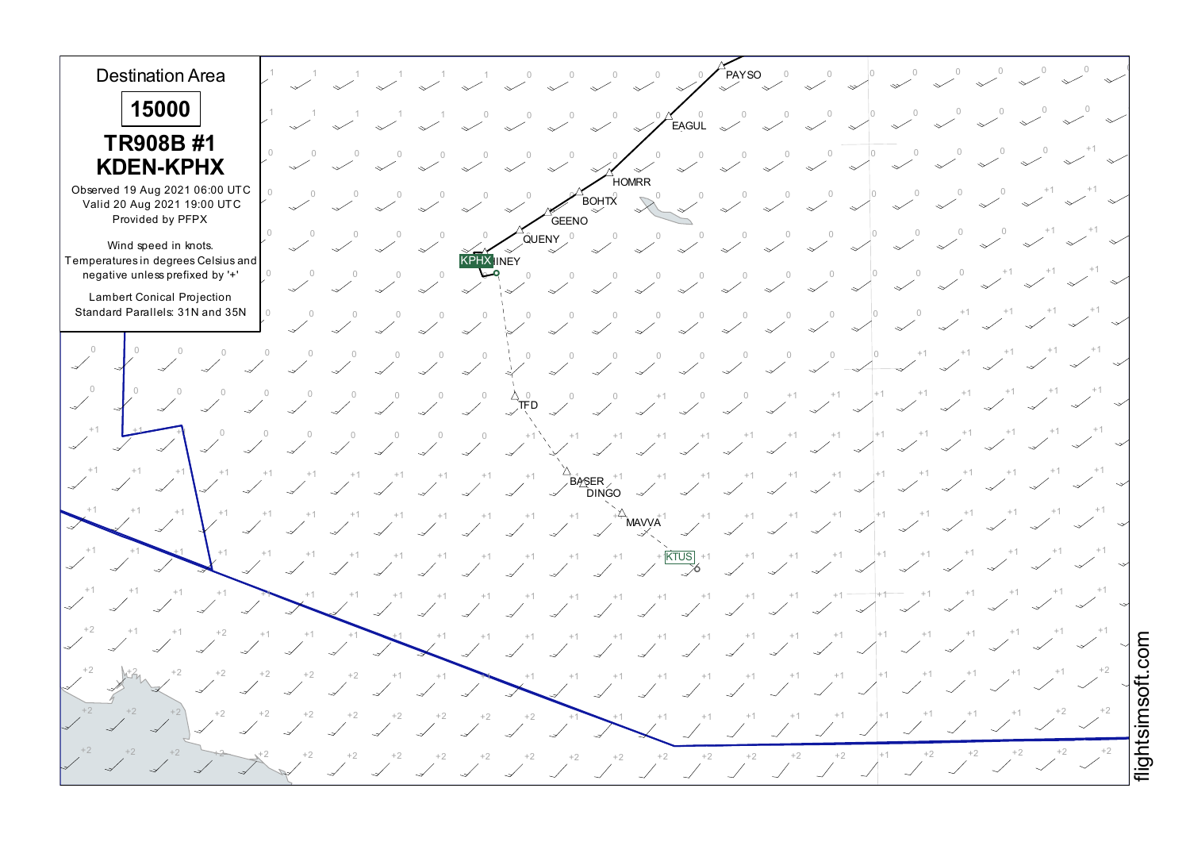Destination Area

**15000**

**TR908B #1**
**KDEN-KPHX**

Observed 19 Aug 2021 06:00 UTC
Valid 20 Aug 2021 19:00 UTC
Provided by PFPX

Wind speed in knots.
Temperatures in degrees Celsius and negative unless prefixed by '+'

Lambert Conical Projection
Standard Parallels: 31N and 35N

PAYSO
EAGUL
HOMRR
BOHTX
GEENO
QUENY
KPHX
IINEY
TFD
BASER
DINGO
MAVVA
KTUS

flightsimsoft.com